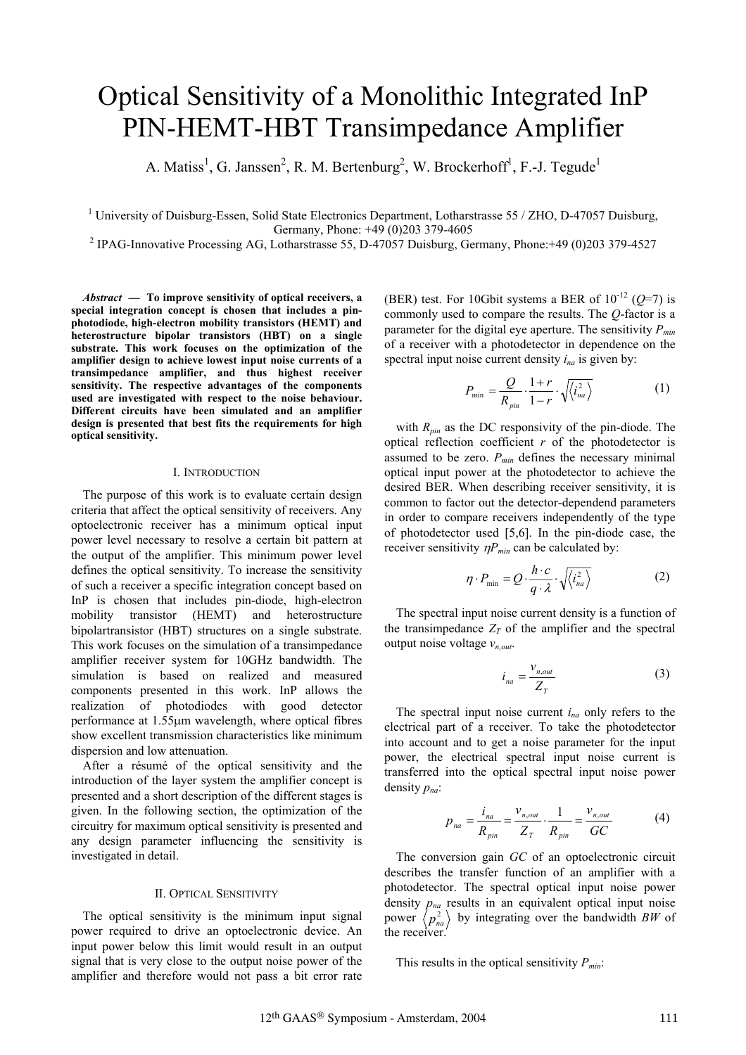# Optical Sensitivity of a Monolithic Integrated InP PIN-HEMT-HBT Transimpedance Amplifier

A. Matiss[1], G. Janssen[2], R. M. Bertenburg[2], W. Brockerhoff[1], F.-J. Tegude[1]

[1] University of Duisburg-Essen, Solid State Electronics Department, Lotharstrasse 55 / ZHO, D-47057 Duisburg, Germany, Phone: +49 (0)203 379-4605

[2] IPAG-Innovative Processing AG, Lotharstrasse 55, D-47057 Duisburg, Germany, Phone:+49 (0)203 379-4527

***Abstract*** **— To improve sensitivity of optical receivers, a special integration concept is chosen that includes a pin-photodiode, high-electron mobility transistors (HEMT) and heterostructure bipolar transistors (HBT) on a single substrate. This work focuses on the optimization of the amplifier design to achieve lowest input noise currents of a transimpedance amplifier, and thus highest receiver sensitivity. The respective advantages of the components used are investigated with respect to the noise behaviour. Different circuits have been simulated and an amplifier design is presented that best fits the requirements for high optical sensitivity.**

## I. Introduction

The purpose of this work is to evaluate certain design criteria that affect the optical sensitivity of receivers. Any optoelectronic receiver has a minimum optical input power level necessary to resolve a certain bit pattern at the output of the amplifier. This minimum power level defines the optical sensitivity. To increase the sensitivity of such a receiver a specific integration concept based on InP is chosen that includes pin-diode, high-electron mobility transistor (HEMT) and heterostructure bipolartransistor (HBT) structures on a single substrate. This work focuses on the simulation of a transimpedance amplifier receiver system for 10GHz bandwidth. The simulation is based on realized and measured components presented in this work. InP allows the realization of photodiodes with good detector performance at 1.55μm wavelength, where optical fibres show excellent transmission characteristics like minimum dispersion and low attenuation.

After a résumé of the optical sensitivity and the introduction of the layer system the amplifier concept is presented and a short description of the different stages is given. In the following section, the optimization of the circuitry for maximum optical sensitivity is presented and any design parameter influencing the sensitivity is investigated in detail.

## II. Optical Sensitivity

The optical sensitivity is the minimum input signal power required to drive an optoelectronic device. An input power below this limit would result in an output signal that is very close to the output noise power of the amplifier and therefore would not pass a bit error rate (BER) test. For 10Gbit systems a BER of $10^{-12}$ ($Q$=7) is commonly used to compare the results. The $Q$-factor is a parameter for the digital eye aperture. The sensitivity $P_{min}$ of a receiver with a photodetector in dependence on the spectral input noise current density $i_{na}$ is given by:

$$P_{\min} = \frac{Q}{R_{pin}} \cdot \frac{1+r}{1-r} \cdot \sqrt{\left\langle i_{na}^2 \right\rangle} \tag{1}$$

with $R_{pin}$ as the DC responsivity of the pin-diode. The optical reflection coefficient $r$ of the photodetector is assumed to be zero. $P_{min}$ defines the necessary minimal optical input power at the photodetector to achieve the desired BER. When describing receiver sensitivity, it is common to factor out the detector-dependend parameters in order to compare receivers independently of the type of photodetector used [5,6]. In the pin-diode case, the receiver sensitivity $\eta P_{min}$ can be calculated by:

$$\eta \cdot P_{\min} = Q \cdot \frac{h \cdot c}{q \cdot \lambda} \cdot \sqrt{\left\langle i_{na}^2 \right\rangle} \tag{2}$$

The spectral input noise current density is a function of the transimpedance $Z_T$ of the amplifier and the spectral output noise voltage $v_{n,out}$.

$$i_{na} = \frac{v_{n,out}}{Z_T} \tag{3}$$

The spectral input noise current $i_{na}$ only refers to the electrical part of a receiver. To take the photodetector into account and to get a noise parameter for the input power, the electrical spectral input noise current is transferred into the optical spectral input noise power density $p_{na}$:

$$p_{na} = \frac{i_{na}}{R_{pin}} = \frac{v_{n,out}}{Z_T} \cdot \frac{1}{R_{pin}} = \frac{v_{n,out}}{GC} \tag{4}$$

The conversion gain $GC$ of an optoelectronic circuit describes the transfer function of an amplifier with a photodetector. The spectral optical input noise power density $p_{na}$ results in an equivalent optical input noise power $\left\langle p_{na}^2 \right\rangle$ by integrating over the bandwidth $BW$ of the receiver.

This results in the optical sensitivity $P_{min}$: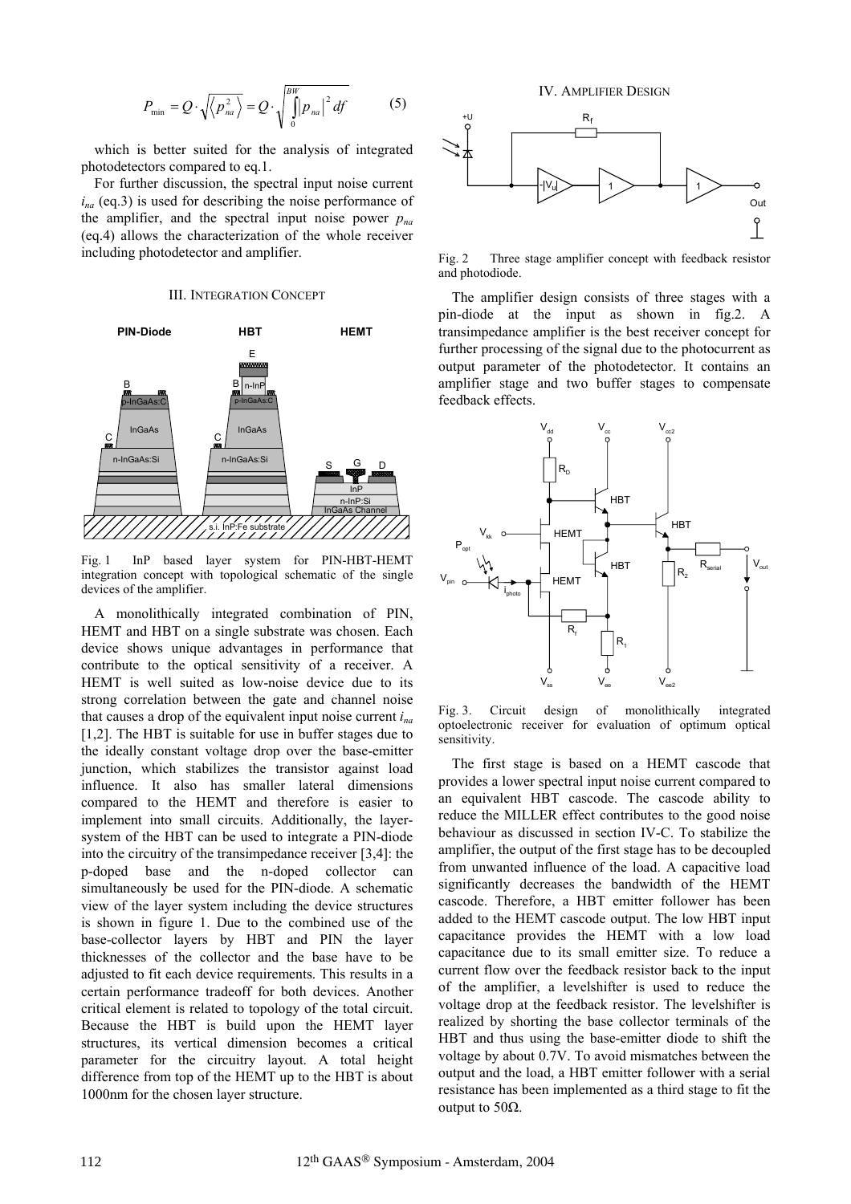$$P_{min} = Q \cdot \sqrt{\langle p_{na}^2 \rangle} = Q \cdot \sqrt{\int_0^{BW} |p_{na}|^2 \, df} \qquad (5)$$

which is better suited for the analysis of integrated photodetectors compared to eq.1.

For further discussion, the spectral input noise current $i_{na}$ (eq.3) is used for describing the noise performance of the amplifier, and the spectral input noise power $p_{na}$ (eq.4) allows the characterization of the whole receiver including photodetector and amplifier.

## III. Integration Concept

Fig. 1  InP based layer system for PIN-HBT-HEMT integration concept with topological schematic of the single devices of the amplifier.

A monolithically integrated combination of PIN, HEMT and HBT on a single substrate was chosen. Each device shows unique advantages in performance that contribute to the optical sensitivity of a receiver. A HEMT is well suited as low-noise device due to its strong correlation between the gate and channel noise that causes a drop of the equivalent input noise current $i_{na}$ [1,2]. The HBT is suitable for use in buffer stages due to the ideally constant voltage drop over the base-emitter junction, which stabilizes the transistor against load influence. It also has smaller lateral dimensions compared to the HEMT and therefore is easier to implement into small circuits. Additionally, the layer-system of the HBT can be used to integrate a PIN-diode into the circuitry of the transimpedance receiver [3,4]: the p-doped base and the n-doped collector can simultaneously be used for the PIN-diode. A schematic view of the layer system including the device structures is shown in figure 1. Due to the combined use of the base-collector layers by HBT and PIN the layer thicknesses of the collector and the base have to be adjusted to fit each device requirements. This results in a certain performance tradeoff for both devices. Another critical element is related to topology of the total circuit. Because the HBT is build upon the HEMT layer structures, its vertical dimension becomes a critical parameter for the circuitry layout. A total height difference from top of the HEMT up to the HBT is about 1000nm for the chosen layer structure.

## IV. Amplifier Design

Fig. 2  Three stage amplifier concept with feedback resistor and photodiode.

The amplifier design consists of three stages with a pin-diode at the input as shown in fig.2. A transimpedance amplifier is the best receiver concept for further processing of the signal due to the photocurrent as output parameter of the photodetector. It contains an amplifier stage and two buffer stages to compensate feedback effects.

Fig. 3.  Circuit design of monolithically integrated optoelectronic receiver for evaluation of optimum optical sensitivity.

The first stage is based on a HEMT cascode that provides a lower spectral input noise current compared to an equivalent HBT cascode. The cascode ability to reduce the MILLER effect contributes to the good noise behaviour as discussed in section IV-C. To stabilize the amplifier, the output of the first stage has to be decoupled from unwanted influence of the load. A capacitive load significantly decreases the bandwidth of the HEMT cascode. Therefore, a HBT emitter follower has been added to the HEMT cascode output. The low HBT input capacitance provides the HEMT with a low load capacitance due to its small emitter size. To reduce a current flow over the feedback resistor back to the input of the amplifier, a levelshifter is used to reduce the voltage drop at the feedback resistor. The levelshifter is realized by shorting the base collector terminals of the HBT and thus using the base-emitter diode to shift the voltage by about 0.7V. To avoid mismatches between the output and the load, a HBT emitter follower with a serial resistance has been implemented as a third stage to fit the output to 50Ω.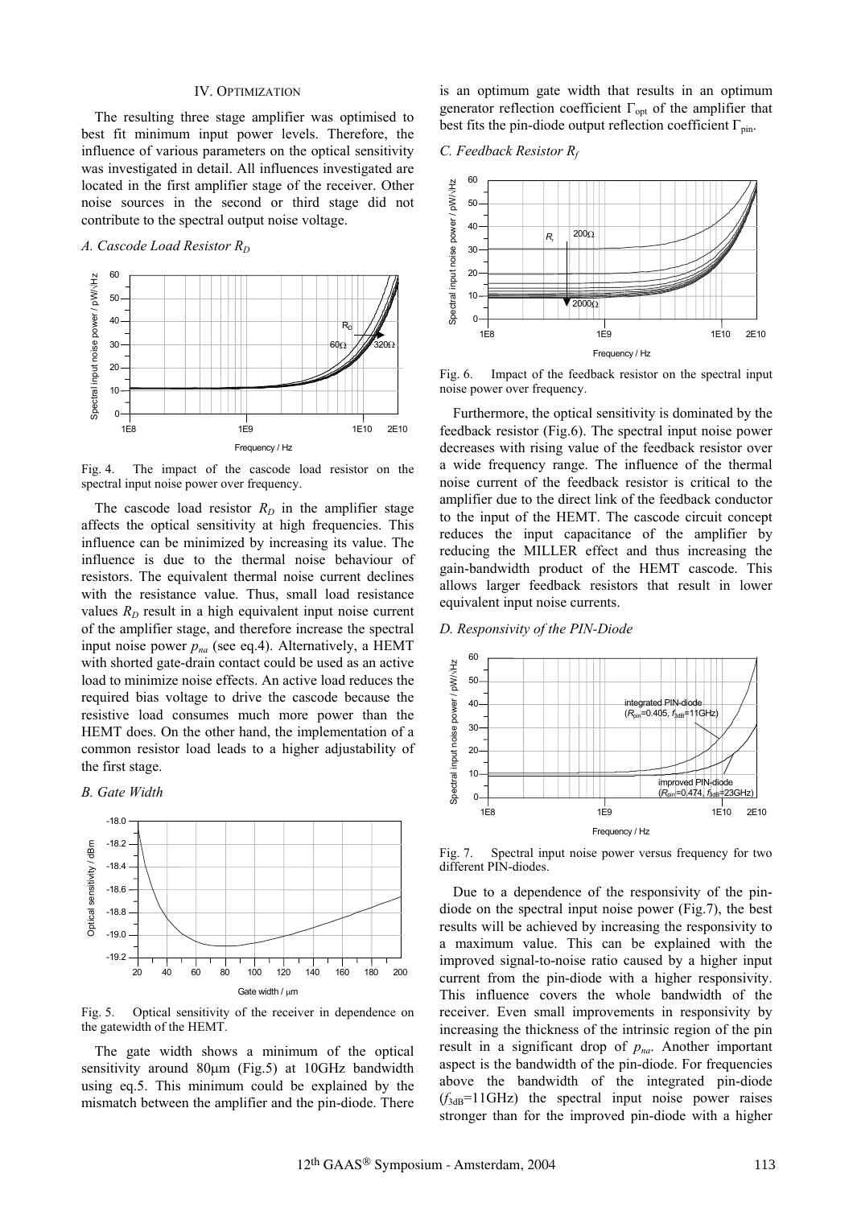## IV. Optimization

The resulting three stage amplifier was optimised to best fit minimum input power levels. Therefore, the influence of various parameters on the optical sensitivity was investigated in detail. All influences investigated are located in the first amplifier stage of the receiver. Other noise sources in the second or third stage did not contribute to the spectral output noise voltage.

### A. Cascode Load Resistor $R_D$

Fig. 4. The impact of the cascode load resistor on the spectral input noise power over frequency.

The cascode load resistor $R_D$ in the amplifier stage affects the optical sensitivity at high frequencies. This influence can be minimized by increasing its value. The influence is due to the thermal noise behaviour of resistors. The equivalent thermal noise current declines with the resistance value. Thus, small load resistance values $R_D$ result in a high equivalent input noise current of the amplifier stage, and therefore increase the spectral input noise power $p_{na}$ (see eq.4). Alternatively, a HEMT with shorted gate-drain contact could be used as an active load to minimize noise effects. An active load reduces the required bias voltage to drive the cascode because the resistive load consumes much more power than the HEMT does. On the other hand, the implementation of a common resistor load leads to a higher adjustability of the first stage.

### B. Gate Width

Fig. 5. Optical sensitivity of the receiver in dependence on the gatewidth of the HEMT.

The gate width shows a minimum of the optical sensitivity around 80µm (Fig.5) at 10GHz bandwidth using eq.5. This minimum could be explained by the mismatch between the amplifier and the pin-diode. There is an optimum gate width that results in an optimum generator reflection coefficient $\Gamma_{opt}$ of the amplifier that best fits the pin-diode output reflection coefficient $\Gamma_{pin}$.

### C. Feedback Resistor $R_f$

Fig. 6. Impact of the feedback resistor on the spectral input noise power over frequency.

Furthermore, the optical sensitivity is dominated by the feedback resistor (Fig.6). The spectral input noise power decreases with rising value of the feedback resistor over a wide frequency range. The influence of the thermal noise current of the feedback resistor is critical to the amplifier due to the direct link of the feedback conductor to the input of the HEMT. The cascode circuit concept reduces the input capacitance of the amplifier by reducing the MILLER effect and thus increasing the gain-bandwidth product of the HEMT cascode. This allows larger feedback resistors that result in lower equivalent input noise currents.

### D. Responsivity of the PIN-Diode

Fig. 7. Spectral input noise power versus frequency for two different PIN-diodes.

Due to a dependence of the responsivity of the pin-diode on the spectral input noise power (Fig.7), the best results will be achieved by increasing the responsivity to a maximum value. This can be explained with the improved signal-to-noise ratio caused by a higher input current from the pin-diode with a higher responsivity. This influence covers the whole bandwidth of the receiver. Even small improvements in responsivity by increasing the thickness of the intrinsic region of the pin result in a significant drop of $p_{na}$. Another important aspect is the bandwidth of the pin-diode. For frequencies above the bandwidth of the integrated pin-diode ($f_{3dB}$=11GHz) the spectral input noise power raises stronger than for the improved pin-diode with a higher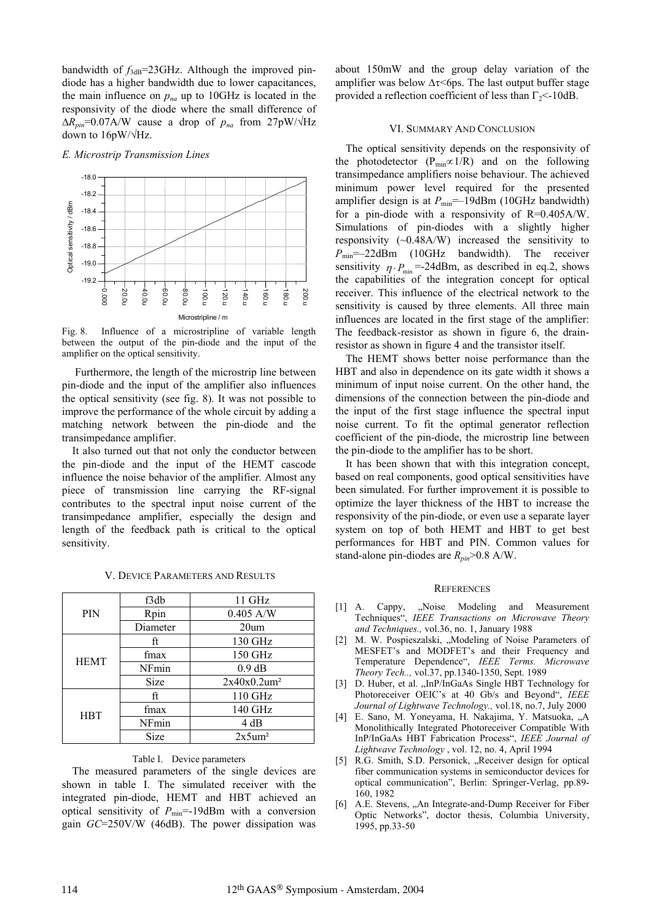bandwidth of $f_{3dB}$=23GHz. Although the improved pin-diode has a higher bandwidth due to lower capacitances, the main influence on $p_{na}$ up to 10GHz is located in the responsivity of the diode where the small difference of $\Delta R_{pin}$=0.07A/W cause a drop of $p_{na}$ from 27pW/√Hz down to 16pW/√Hz.

### *E. Microstrip Transmission Lines*

Optical sensitivity / dBm

-18.0
-18.2
-18.4
-18.6
-18.8
-19.0
-19.2

0.000
20.0u
40.0u
60.0u
80.0u
100.u
120.u
140.u
160.u
180.u
200.u

Microstripline / m

Fig. 8. Influence of a microstripline of variable length between the output of the pin-diode and the input of the amplifier on the optical sensitivity.

Furthermore, the length of the microstrip line between pin-diode and the input of the amplifier also influences the optical sensitivity (see fig. 8). It was not possible to improve the performance of the whole circuit by adding a matching network between the pin-diode and the transimpedance amplifier.

It also turned out that not only the conductor between the pin-diode and the input of the HEMT cascode influence the noise behavior of the amplifier. Almost any piece of transmission line carrying the RF-signal contributes to the spectral input noise current of the transimpedance amplifier, especially the design and length of the feedback path is critical to the optical sensitivity.

## V. Device Parameters and Results

| | | |
|---|---|---|
| PIN | f3db | 11 GHz |
| | Rpin | 0.405 A/W |
| | Diameter | 20um |
| HEMT | ft | 130 GHz |
| | fmax | 150 GHz |
| | NFmin | 0.9 dB |
| | Size | 2x40x0.2um² |
| HBT | ft | 110 GHz |
| | fmax | 140 GHz |
| | NFmin | 4 dB |
| | Size | 2x5um² |

Table I. Device parameters

The measured parameters of the single devices are shown in table I. The simulated receiver with the integrated pin-diode, HEMT and HBT achieved an optical sensitivity of $P_{min}$=-19dBm with a conversion gain $GC$=250V/W (46dB). The power dissipation was about 150mW and the group delay variation of the amplifier was below $\Delta\tau$<6ps. The last output buffer stage provided a reflection coefficient of less than $\Gamma_2$<-10dB.

## VI. Summary And Conclusion

The optical sensitivity depends on the responsivity of the photodetector ($P_{min} \propto 1/R$) and on the following transimpedance amplifiers noise behaviour. The achieved minimum power level required for the presented amplifier design is at $P_{min}$=–19dBm (10GHz bandwidth) for a pin-diode with a responsivity of R=0.405A/W. Simulations of pin-diodes with a slightly higher responsivity (~0.48A/W) increased the sensitivity to $P_{min}$=–22dBm (10GHz bandwidth). The receiver sensitivity $\eta \cdot P_{min}$=-24dBm, as described in eq.2, shows the capabilities of the integration concept for optical receiver. This influence of the electrical network to the sensitivity is caused by three elements. All three main influences are located in the first stage of the amplifier: The feedback-resistor as shown in figure 6, the drain-resistor as shown in figure 4 and the transistor itself.

The HEMT shows better noise performance than the HBT and also in dependence on its gate width it shows a minimum of input noise current. On the other hand, the dimensions of the connection between the pin-diode and the input of the first stage influence the spectral input noise current. To fit the optimal generator reflection coefficient of the pin-diode, the microstrip line between the pin-diode to the amplifier has to be short.

It has been shown that with this integration concept, based on real components, good optical sensitivities have been simulated. For further improvement it is possible to optimize the layer thickness of the HBT to increase the responsivity of the pin-diode, or even use a separate layer system on top of both HEMT and HBT to get best performances for HBT and PIN. Common values for stand-alone pin-diodes are $R_{pin}$>0.8 A/W.

## References

[1] A. Cappy, „Noise Modeling and Measurement Techniques“, *IEEE Transactions on Microwave Theory and Techniques.,* vol.36, no. 1, January 1988

[2] M. W. Pospieszalski, „Modeling of Noise Parameters of MESFET's and MODFET's and their Frequency and Temperature Dependence“, *IEEE Terms. Microwave Theory Tech..,* vol.37, pp.1340-1350, Sept. 1989

[3] D. Huber, et al. „InP/InGaAs Single HBT Technology for Photoreceiver OEIC's at 40 Gb/s and Beyond“, *IEEE Journal of Lightwave Technology.,* vol.18, no.7, July 2000

[4] E. Sano, M. Yoneyama, H. Nakajima, Y. Matsuoka, „A Monolithically Integrated Photoreceiver Compatible With InP/InGaAs HBT Fabrication Process“, *IEEE Journal of Lightwave Technology* , vol. 12, no. 4, April 1994

[5] R.G. Smith, S.D. Personick, „Receiver design for optical fiber communication systems in semiconductor devices for optical communication“, Berlin: Springer-Verlag, pp.89-160, 1982

[6] A.E. Stevens, „An Integrate-and-Dump Receiver for Fiber Optic Networks“, doctor thesis, Columbia University, 1995, pp.33-50